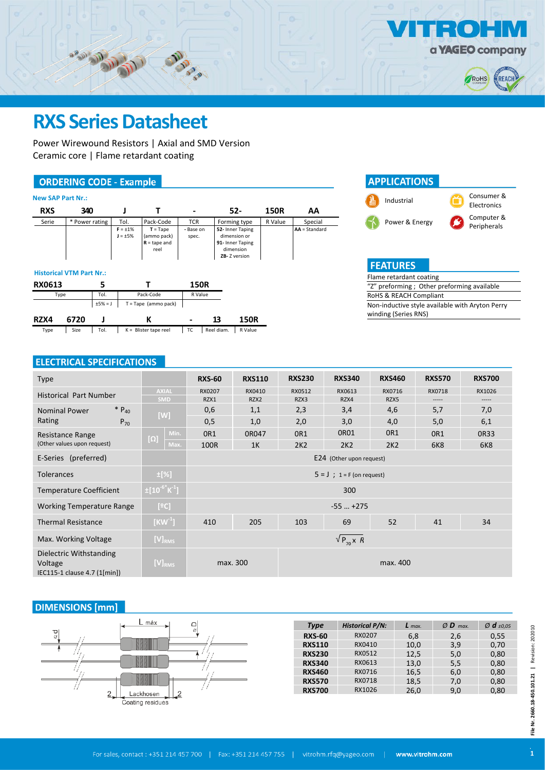# RXS Series Datasheet

Power Wirewound Resistors | Axial and SMD Version
Ceramic core | Flame retardant coating

## ORDERING CODE - Example

**New SAP Part Nr.:**

| RXS | 340 | J | T | - | 52- | 150R | AA |
|---|---|---|---|---|---|---|---|
| Serie | * Power rating | Tol. | Pack-Code | TCR | Forming type | R Value | Special |
| | | F = ±1%<br>J = ±5% | T = Tape (ammo pack)<br>R = tape and reel | - Base on spec. | 52- Inner Taping dimension or<br>91- Inner Taping dimension<br>ZB- Z version | | AA = Standard |

**Historical VTM Part Nr.:**

| RX0613 | 5 | T | 150R |
|---|---|---|---|
| Type | Tol. | Pack-Code | R Value |
| | ±5% = J | T = Tape (ammo pack) | |

| RZX4 | 6720 | J | K | - | 13 | 150R |
|---|---|---|---|---|---|---|
| Type | Size | Tol. | K = Blister tape reel | TC | Reel diam. | R Value |

## APPLICATIONS

- Industrial
- Consumer & Electronics
- Power & Energy
- Computer & Peripherals

## FEATURES

- Flame retardant coating
- "Z" preforming ; Other preforming available
- RoHS & REACH Compliant
- Non-inductive style available with Aryton Perry winding (Series RNS)

## ELECTRICAL SPECIFICATIONS

| Type | | | RXS-60 | RXS110 | RXS230 | RXS340 | RXS460 | RXS570 | RXS700 |
|---|---|---|---|---|---|---|---|---|---|
| Historical Part Number | AXIAL | | RX0207 | RX0410 | RX0512 | RX0613 | RX0716 | RX0718 | RX1026 |
| | SMD | | RZX1 | RZX2 | RZX3 | RZX4 | RZX5 | ----- | ----- |
| Nominal Power Rating * $P_{40}$ | [W] | | 0,6 | 1,1 | 2,3 | 3,4 | 4,6 | 5,7 | 7,0 |
| Nominal Power Rating $P_{70}$ | [W] | | 0,5 | 1,0 | 2,0 | 3,0 | 4,0 | 5,0 | 6,1 |
| Resistance Range (Other values upon request) | [Ω] | Min. | 0R1 | 0R047 | 0R1 | 0R01 | 0R1 | 0R1 | 0R33 |
| | | Max. | 100R | 1K | 2K2 | 2K2 | 2K2 | 6K8 | 6K8 |
| E-Series (preferred) | | | E24 (Other upon request) | | | | | | |
| Tolerances | ±[%] | | 5 = J ; 1 = F (on request) | | | | | | |
| Temperature Coefficient | $\pm[10^{-6}K^{-1}]$ | | 300 | | | | | | |
| Working Temperature Range | [ºC] | | -55 … +275 | | | | | | |
| Thermal Resistance | $[KW^{-1}]$ | | 410 | 205 | 103 | 69 | 52 | 41 | 34 |
| Max. Working Voltage | $[V]_{RMS}$ | | $\sqrt{P_{70} \times R}$ | | | | | | |
| Dielectric Withstanding Voltage IEC115-1 clause 4.7 (1[min]) | $[V]_{RMS}$ | | max. 300 | | max. 400 | | | | |

## DIMENSIONS [mm]

L máx, Ø d, Ø D, 2, 2, Lackhosen, Coating residues

| Type | Historical P/N: | L max. | Ø D max. | Ø d ±0,05 |
|---|---|---|---|---|
| RXS-60 | RX0207 | 6,8 | 2,6 | 0,55 |
| RXS110 | RX0410 | 10,0 | 3,9 | 0,70 |
| RXS230 | RX0512 | 12,5 | 5,0 | 0,80 |
| RXS340 | RX0613 | 13,0 | 5,5 | 0,80 |
| RXS460 | RX0716 | 16,5 | 6,0 | 0,80 |
| RXS570 | RX0718 | 18,5 | 7,0 | 0,80 |
| RXS700 | RX1026 | 26,0 | 9,0 | 0,80 |

File Nr. 2660.18-450.101.21 | Revision: 202010

For sales, contact : +351 214 457 700 | Fax: +351 214 457 755 | vitrohm.rfq@yageo.com | www.vitrohm.com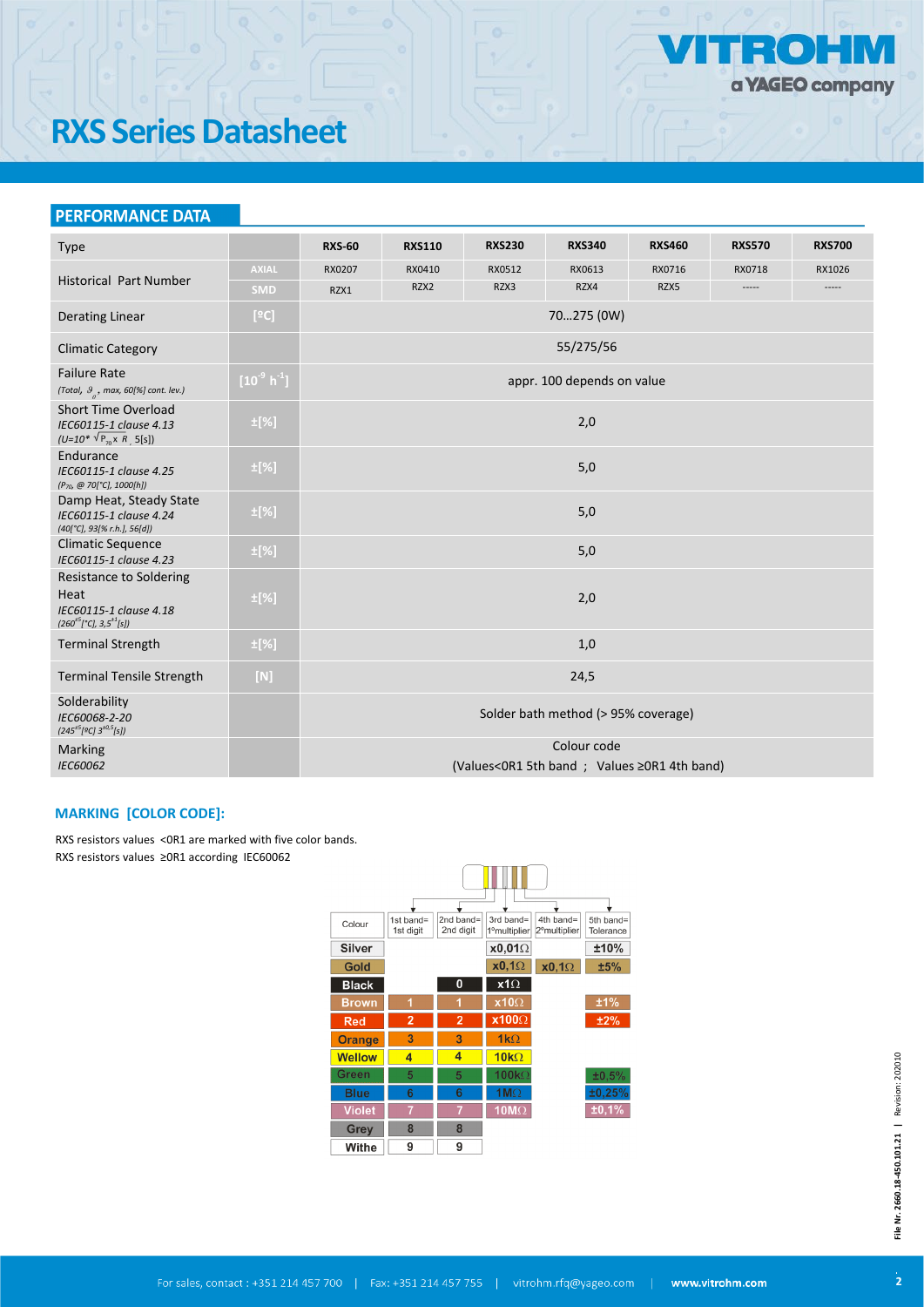# RXS Series Datasheet

## PERFORMANCE DATA

| Type | | RXS-60 | RXS110 | RXS230 | RXS340 | RXS460 | RXS570 | RXS700 |
|---|---|---|---|---|---|---|---|---|
| Historical Part Number | AXIAL | RX0207 | RX0410 | RX0512 | RX0613 | RX0716 | RX0718 | RX1026 |
| | SMD | RZX1 | RZX2 | RZX3 | RZX4 | RZX5 | ----- | ----- |
| Derating Linear | [ºC] | 70…275 (0W) | | | | | | |
| Climatic Category | | 55/275/56 | | | | | | |
| Failure Rate *(Total, $\vartheta_{g}$, max, 60[%] cont. lev.)* | $[10^{-9}\ h^{-1}]$ | appr. 100 depends on value | | | | | | |
| Short Time Overload *IEC60115-1 clause 4.13* *($U=10^{*}\sqrt{P_{70} \times R}$, 5[s])* | ±[%] | 2,0 | | | | | | |
| Endurance *IEC60115-1 clause 4.25* *($P_{70}$ @ 70[°C], 1000[h])* | ±[%] | 5,0 | | | | | | |
| Damp Heat, Steady State *IEC60115-1 clause 4.24* *(40[°C], 93[% r.h.], 56[d])* | ±[%] | 5,0 | | | | | | |
| Climatic Sequence *IEC60115-1 clause 4.23* | ±[%] | 5,0 | | | | | | |
| Resistance to Soldering Heat *IEC60115-1 clause 4.18* *($260^{\pm5}$[°C], $3{,}5^{\pm1}$[s])* | ±[%] | 2,0 | | | | | | |
| Terminal Strength | ±[%] | 1,0 | | | | | | |
| Terminal Tensile Strength | [N] | 24,5 | | | | | | |
| Solderability *IEC60068-2-20* *($245^{\pm5}$[ºC] $3^{\pm0,5}$[s])* | | Solder bath method (> 95% coverage) | | | | | | |
| Marking *IEC60062* | | Colour code (Values<0R1 5th band ; Values ≥0R1 4th band) | | | | | | |

### MARKING [COLOR CODE]:

RXS resistors values <0R1 are marked with five color bands.
RXS resistors values ≥0R1 according IEC60062

| Colour | 1st band= 1st digit | 2nd band= 2nd digit | 3rd band= 1ºmultiplier | 4th band= 2ºmultiplier | 5th band= Tolerance |
|---|---|---|---|---|---|
| Silver | | | x0,01Ω | | ±10% |
| Gold | | | x0,1Ω | x0,1Ω | ±5% |
| Black | | 0 | x1Ω | | |
| Brown | 1 | 1 | x10Ω | | ±1% |
| Red | 2 | 2 | x100Ω | | ±2% |
| Orange | 3 | 3 | 1kΩ | | |
| Wellow | 4 | 4 | 10kΩ | | |
| Green | 5 | 5 | 100kΩ | | ±0,5% |
| Blue | 6 | 6 | 1MΩ | | ±0,25% |
| Violet | 7 | 7 | 10MΩ | | ±0,1% |
| Grey | 8 | 8 | | | |
| Withe | 9 | 9 | | | |

File Nr. 2660.18-450.101.21 | Revision: 202010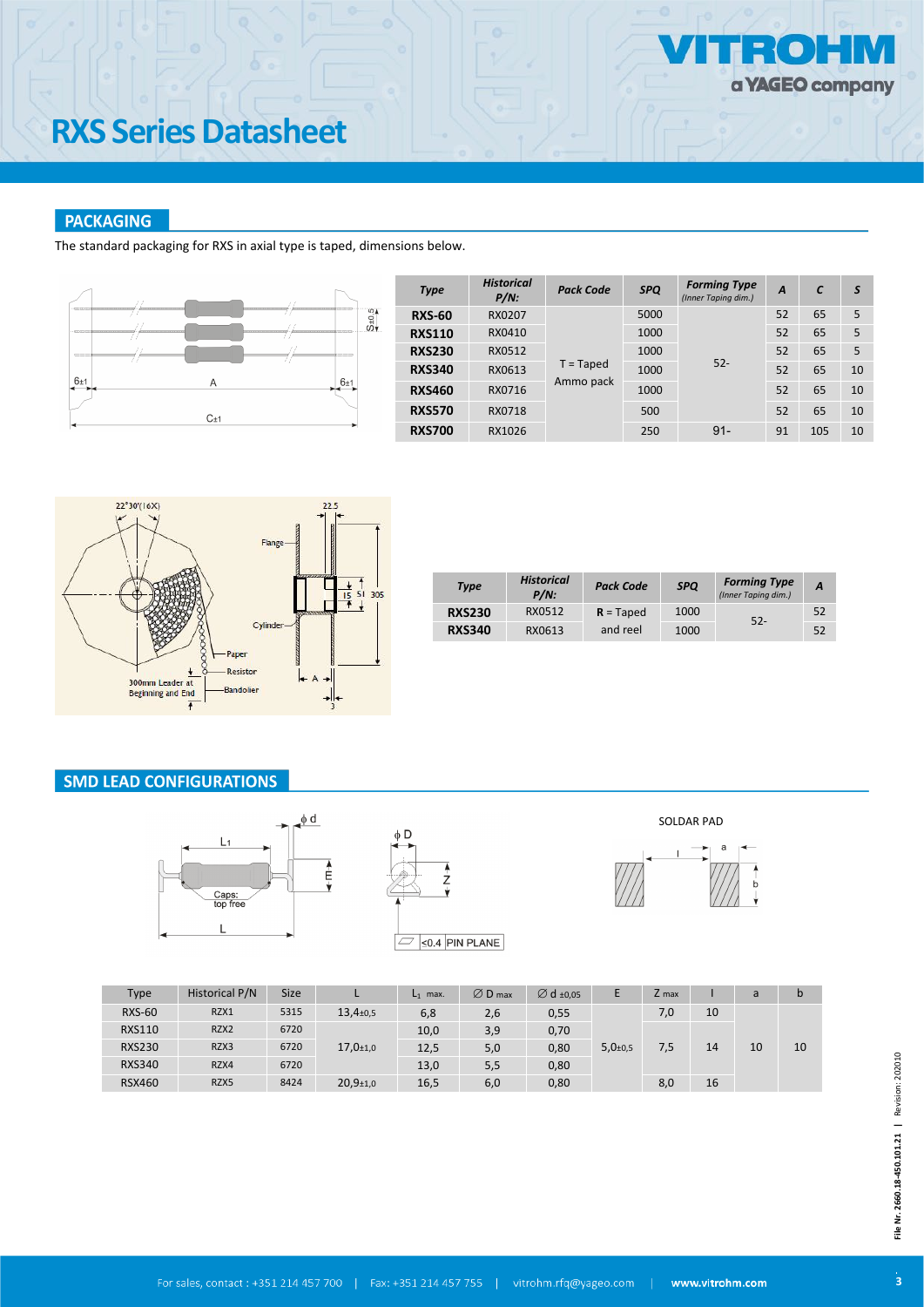# RXS Series Datasheet

## PACKAGING

The standard packaging for RXS in axial type is taped, dimensions below.

| Type | Historical P/N: | Pack Code | SPQ | Forming Type (Inner Taping dim.) | A | C | S |
|---|---|---|---|---|---|---|---|
| **RXS-60** | RX0207 | T = Taped Ammo pack | 5000 | 52- | 52 | 65 | 5 |
| **RXS110** | RX0410 | | 1000 | | 52 | 65 | 5 |
| **RXS230** | RX0512 | | 1000 | | 52 | 65 | 5 |
| **RXS340** | RX0613 | | 1000 | | 52 | 65 | 10 |
| **RXS460** | RX0716 | | 1000 | | 52 | 65 | 10 |
| **RXS570** | RX0718 | | 500 | | 52 | 65 | 10 |
| **RXS700** | RX1026 | | 250 | 91- | 91 | 105 | 10 |

| Type | Historical P/N: | Pack Code | SPQ | Forming Type (Inner Taping dim.) | A |
|---|---|---|---|---|---|
| **RXS230** | RX0512 | **R** = Taped and reel | 1000 | 52- | 52 |
| **RXS340** | RX0613 | | 1000 | | 52 |

## SMD LEAD CONFIGURATIONS

SOLDAR PAD

| Type | Historical P/N | Size | L | $L_1$ max. | ∅ D max | ∅ d ±0,05 | E | Z max | l | a | b |
|---|---|---|---|---|---|---|---|---|---|---|---|
| RXS-60 | RZX1 | 5315 | 13,4±0,5 | 6,8 | 2,6 | 0,55 | 5,0±0,5 | 7,0 | 10 | 10 | 10 |
| RXS110 | RZX2 | 6720 | 17,0±1,0 | 10,0 | 3,9 | 0,70 | | 7,5 | 14 | | |
| RXS230 | RZX3 | 6720 | | 12,5 | 5,0 | 0,80 | | | | | |
| RXS340 | RZX4 | 6720 | | 13,0 | 5,5 | 0,80 | | | | | |
| RSX460 | RZX5 | 8424 | 20,9±1,0 | 16,5 | 6,0 | 0,80 | | 8,0 | 16 | | |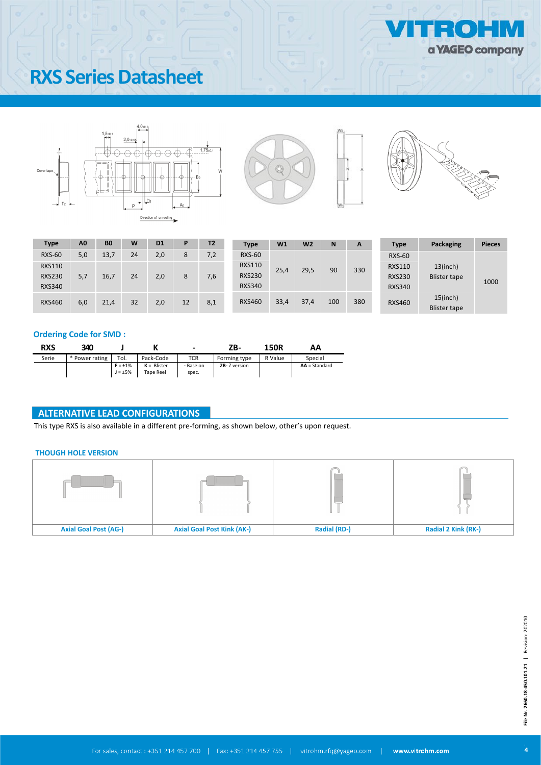# RXS Series Datasheet

Cover tape

T2

1,5+0,1

2,0±0,05

4,0±0,1

1,75±0,1

B0

W

P

D1

A0

Direction of unreeling

W2

N

A

W1

| Type | A0 | B0 | W | D1 | P | T2 |
|---|---|---|---|---|---|---|
| RXS-60 | 5,0 | 13,7 | 24 | 2,0 | 8 | 7,2 |
| RXS110<br>RXS230<br>RXS340 | 5,7 | 16,7 | 24 | 2,0 | 8 | 7,6 |
| RXS460 | 6,0 | 21,4 | 32 | 2,0 | 12 | 8,1 |

| Type | W1 | W2 | N | A |
|---|---|---|---|---|
| RXS-60<br>RXS110<br>RXS230<br>RXS340 | 25,4 | 29,5 | 90 | 330 |
| RXS460 | 33,4 | 37,4 | 100 | 380 |

| Type | Packaging | Pieces |
|---|---|---|
| RXS-60<br>RXS110<br>RXS230<br>RXS340 | 13(inch)<br>Blister tape | 1000 |
| RXS460 | 15(inch)<br>Blister tape | 1000 |

### Ordering Code for SMD :

| RXS | 340 | J | K | - | ZB- | 150R | AA |
|---|---|---|---|---|---|---|---|
| Serie | * Power rating | Tol. | Pack-Code | TCR | Forming type | R Value | Special |
| | | F = ±1%<br>J = ±5% | K = Blister Tape Reel | - Base on spec. | ZB- Z version | | AA = Standard |

## ALTERNATIVE LEAD CONFIGURATIONS

This type RXS is also available in a different pre-forming, as shown below, other's upon request.

### THOUGH HOLE VERSION

| Axial Goal Post (AG-) | Axial Goal Post Kink (AK-) | Radial (RD-) | Radial 2 Kink (RK-) |
|---|---|---|---|

File Nr. 2660.18-450.101.21 | Revision: 202010